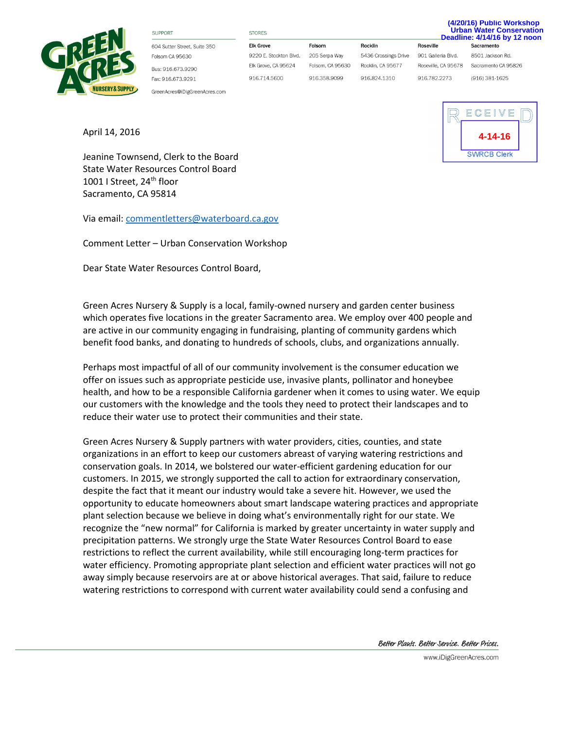(4/20/16) Public Workshop
Urban Water Conservation
Deadline: 4/14/16 by 12 noon

**GREEN ACRES NURSERY & SUPPLY**

SUPPORT

604 Sutter Street, Suite 350
Folsom CA 95630

Bus: 916.673.9290
Fax: 916.673.9291

GreenAcres@iDigGreenAcres.com

STORES

| Elk Grove | Folsom | Rocklin | Roseville | Sacramento |
|---|---|---|---|---|
| 9220 E. Stockton Blvd. | 205 Serpa Way | 5436 Crossings Drive | 901 Galleria Blvd. | 8501 Jackson Rd. |
| Elk Grove, CA 95624 | Folsom, CA 95630 | Rocklin, CA 95677 | Roseville, CA 95678 | Sacramento CA 95826 |
| 916.714.5600 | 916.358.9099 | 916.824.1310 | 916.782.2273 | (916) 381-1625 |

RECEIVED
4-14-16
SWRCB Clerk

April 14, 2016

Jeanine Townsend, Clerk to the Board
State Water Resources Control Board
1001 I Street, 24th floor
Sacramento, CA 95814

Via email: commentletters@waterboard.ca.gov

Comment Letter – Urban Conservation Workshop

Dear State Water Resources Control Board,

Green Acres Nursery & Supply is a local, family-owned nursery and garden center business which operates five locations in the greater Sacramento area. We employ over 400 people and are active in our community engaging in fundraising, planting of community gardens which benefit food banks, and donating to hundreds of schools, clubs, and organizations annually.

Perhaps most impactful of all of our community involvement is the consumer education we offer on issues such as appropriate pesticide use, invasive plants, pollinator and honeybee health, and how to be a responsible California gardener when it comes to using water. We equip our customers with the knowledge and the tools they need to protect their landscapes and to reduce their water use to protect their communities and their state.

Green Acres Nursery & Supply partners with water providers, cities, counties, and state organizations in an effort to keep our customers abreast of varying watering restrictions and conservation goals. In 2014, we bolstered our water-efficient gardening education for our customers. In 2015, we strongly supported the call to action for extraordinary conservation, despite the fact that it meant our industry would take a severe hit. However, we used the opportunity to educate homeowners about smart landscape watering practices and appropriate plant selection because we believe in doing what's environmentally right for our state. We recognize the "new normal" for California is marked by greater uncertainty in water supply and precipitation patterns. We strongly urge the State Water Resources Control Board to ease restrictions to reflect the current availability, while still encouraging long-term practices for water efficiency. Promoting appropriate plant selection and efficient water practices will not go away simply because reservoirs are at or above historical averages. That said, failure to reduce watering restrictions to correspond with current water availability could send a confusing and

*Better Plants. Better Service. Better Prices.*

www.iDigGreenAcres.com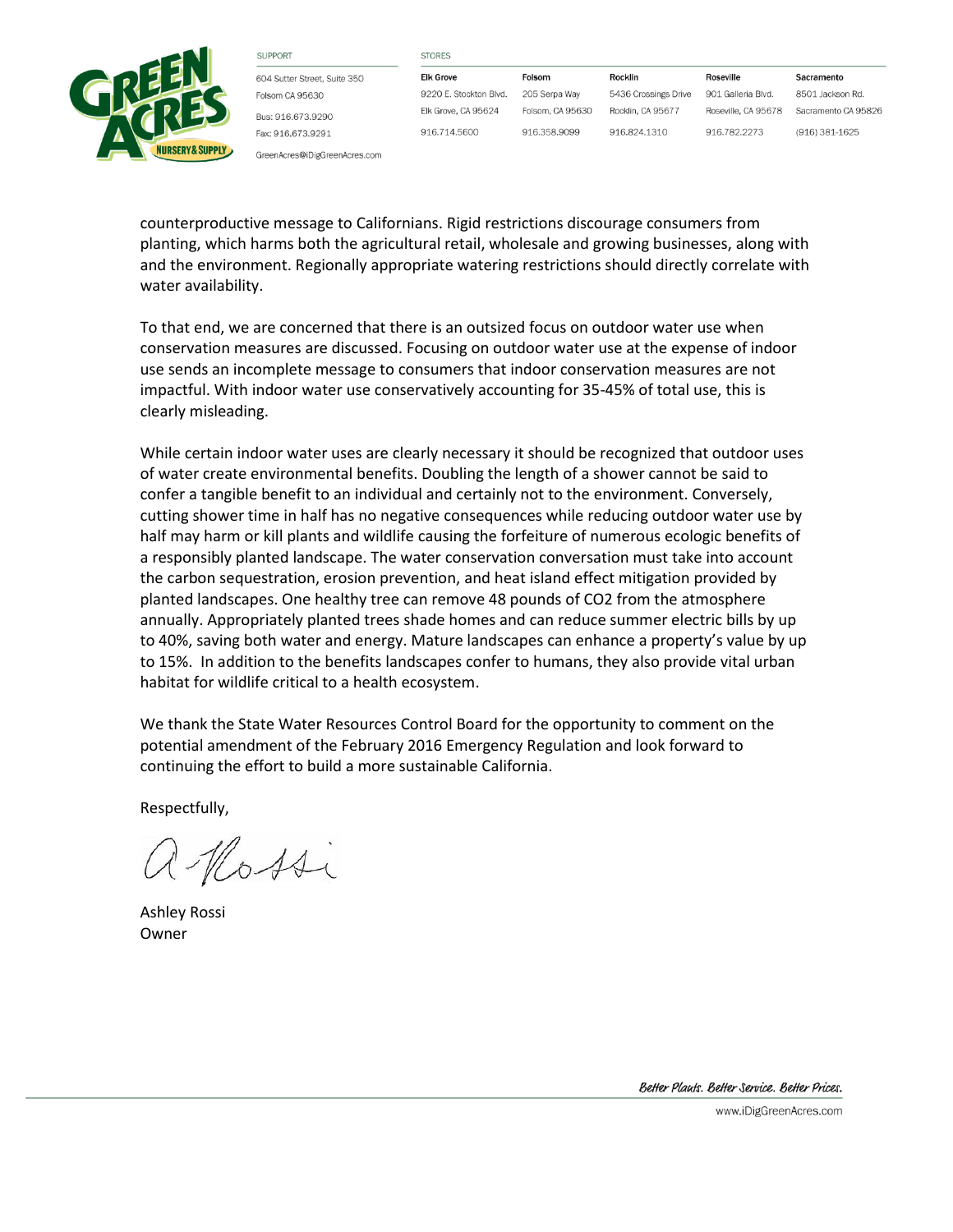counterproductive message to Californians. Rigid restrictions discourage consumers from planting, which harms both the agricultural retail, wholesale and growing businesses, along with and the environment. Regionally appropriate watering restrictions should directly correlate with water availability.

To that end, we are concerned that there is an outsized focus on outdoor water use when conservation measures are discussed. Focusing on outdoor water use at the expense of indoor use sends an incomplete message to consumers that indoor conservation measures are not impactful. With indoor water use conservatively accounting for 35-45% of total use, this is clearly misleading.

While certain indoor water uses are clearly necessary it should be recognized that outdoor uses of water create environmental benefits. Doubling the length of a shower cannot be said to confer a tangible benefit to an individual and certainly not to the environment. Conversely, cutting shower time in half has no negative consequences while reducing outdoor water use by half may harm or kill plants and wildlife causing the forfeiture of numerous ecologic benefits of a responsibly planted landscape. The water conservation conversation must take into account the carbon sequestration, erosion prevention, and heat island effect mitigation provided by planted landscapes. One healthy tree can remove 48 pounds of $CO_2$ from the atmosphere annually. Appropriately planted trees shade homes and can reduce summer electric bills by up to 40%, saving both water and energy. Mature landscapes can enhance a property's value by up to 15%. In addition to the benefits landscapes confer to humans, they also provide vital urban habitat for wildlife critical to a health ecosystem.

We thank the State Water Resources Control Board for the opportunity to comment on the potential amendment of the February 2016 Emergency Regulation and look forward to continuing the effort to build a more sustainable California.

Respectfully,

A Rossi

Ashley Rossi
Owner